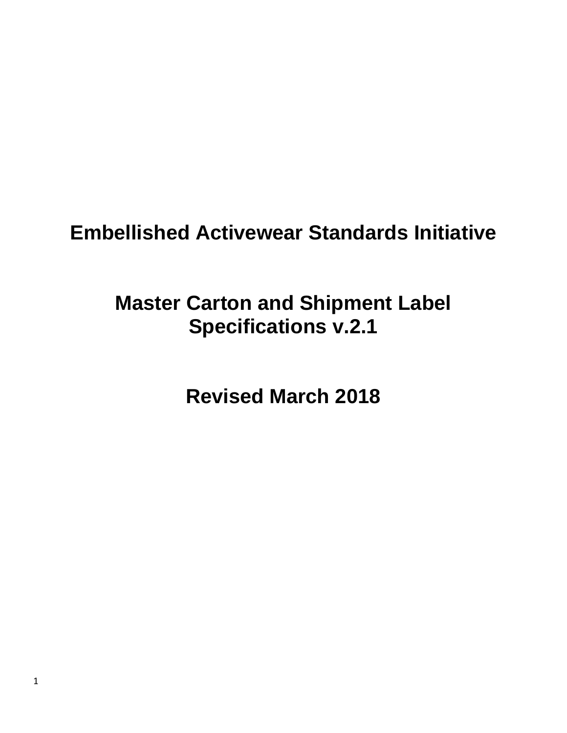# Embellished Activewear Standards Initiative

## Master Carton and Shipment Label Specifications v.2.1

## Revised March 2018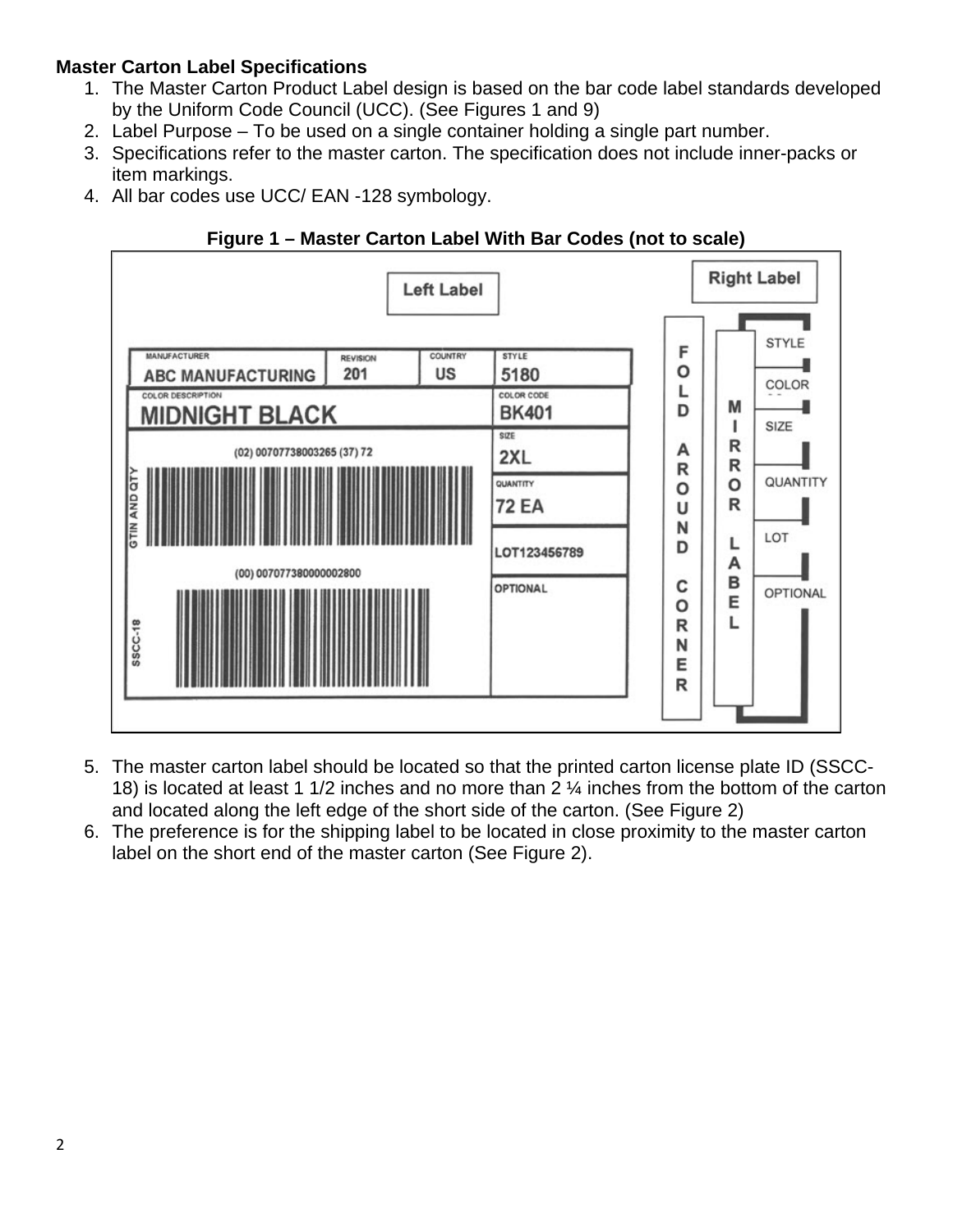**Master Carton Label Specifications**

1. The Master Carton Product Label design is based on the bar code label standards developed by the Uniform Code Council (UCC). (See Figures 1 and 9)
2. Label Purpose – To be used on a single container holding a single part number.
3. Specifications refer to the master carton. The specification does not include inner-packs or item markings.
4. All bar codes use UCC/ EAN -128 symbology.

**Figure 1 – Master Carton Label With Bar Codes (not to scale)**

5. The master carton label should be located so that the printed carton license plate ID (SSCC-18) is located at least 1 1/2 inches and no more than 2 ¼ inches from the bottom of the carton and located along the left edge of the short side of the carton. (See Figure 2)
6. The preference is for the shipping label to be located in close proximity to the master carton label on the short end of the master carton (See Figure 2).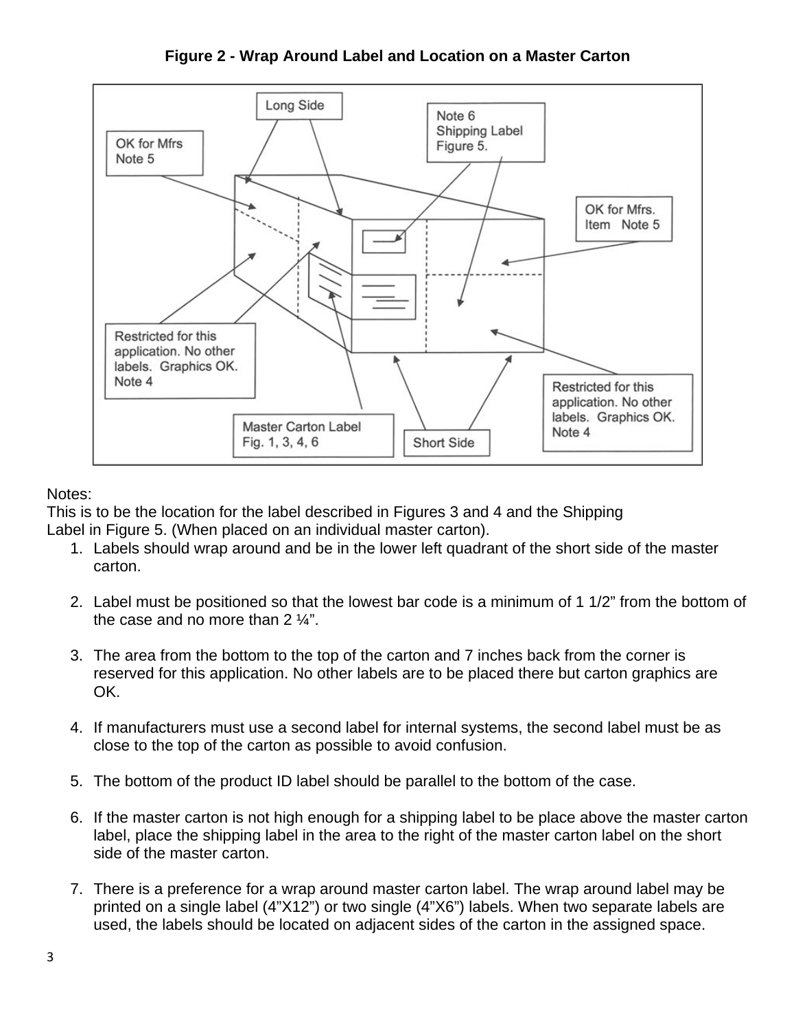**Figure 2 - Wrap Around Label and Location on a Master Carton**

Long Side

OK for Mfrs
Note 5

Note 6
Shipping Label
Figure 5.

OK for Mfrs.
Item Note 5

Restricted for this application. No other labels. Graphics OK. Note 4

Master Carton Label
Fig. 1, 3, 4, 6

Short Side

Restricted for this application. No other labels. Graphics OK. Note 4

Notes:
This is to be the location for the label described in Figures 3 and 4 and the Shipping Label in Figure 5. (When placed on an individual master carton).

1. Labels should wrap around and be in the lower left quadrant of the short side of the master carton.

2. Label must be positioned so that the lowest bar code is a minimum of 1 1/2" from the bottom of the case and no more than 2 ¼".

3. The area from the bottom to the top of the carton and 7 inches back from the corner is reserved for this application. No other labels are to be placed there but carton graphics are OK.

4. If manufacturers must use a second label for internal systems, the second label must be as close to the top of the carton as possible to avoid confusion.

5. The bottom of the product ID label should be parallel to the bottom of the case.

6. If the master carton is not high enough for a shipping label to be place above the master carton label, place the shipping label in the area to the right of the master carton label on the short side of the master carton.

7. There is a preference for a wrap around master carton label. The wrap around label may be printed on a single label (4"X12") or two single (4"X6") labels. When two separate labels are used, the labels should be located on adjacent sides of the carton in the assigned space.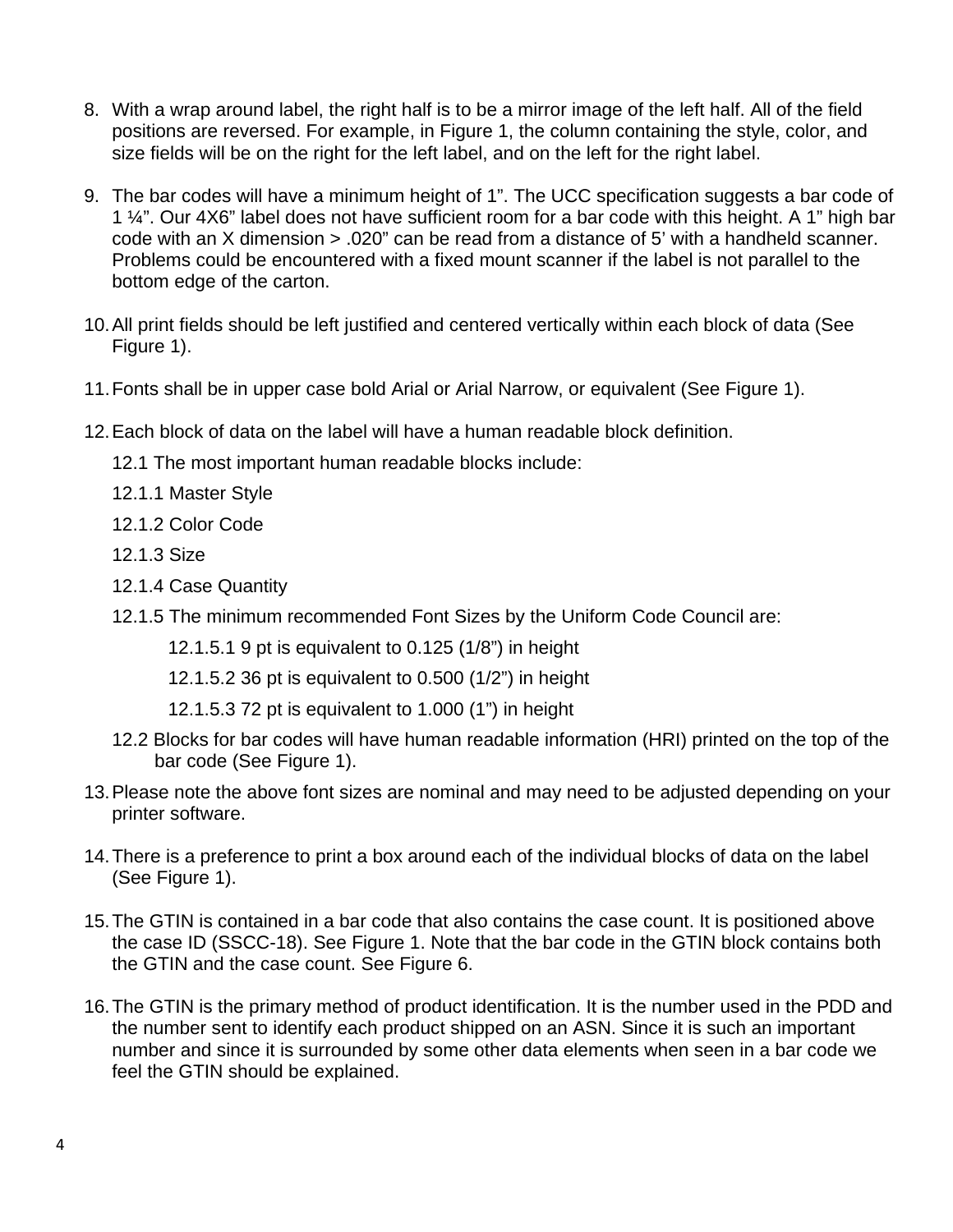8. With a wrap around label, the right half is to be a mirror image of the left half. All of the field positions are reversed. For example, in Figure 1, the column containing the style, color, and size fields will be on the right for the left label, and on the left for the right label.

9. The bar codes will have a minimum height of 1”. The UCC specification suggests a bar code of 1 ¼”. Our 4X6” label does not have sufficient room for a bar code with this height. A 1” high bar code with an X dimension > .020” can be read from a distance of 5’ with a handheld scanner. Problems could be encountered with a fixed mount scanner if the label is not parallel to the bottom edge of the carton.

10. All print fields should be left justified and centered vertically within each block of data (See Figure 1).

11. Fonts shall be in upper case bold Arial or Arial Narrow, or equivalent (See Figure 1).

12. Each block of data on the label will have a human readable block definition.

    12.1 The most important human readable blocks include:

    12.1.1 Master Style

    12.1.2 Color Code

    12.1.3 Size

    12.1.4 Case Quantity

    12.1.5 The minimum recommended Font Sizes by the Uniform Code Council are:

        12.1.5.1 9 pt is equivalent to 0.125 (1/8”) in height

        12.1.5.2 36 pt is equivalent to 0.500 (1/2”) in height

        12.1.5.3 72 pt is equivalent to 1.000 (1”) in height

    12.2 Blocks for bar codes will have human readable information (HRI) printed on the top of the bar code (See Figure 1).

13. Please note the above font sizes are nominal and may need to be adjusted depending on your printer software.

14. There is a preference to print a box around each of the individual blocks of data on the label (See Figure 1).

15. The GTIN is contained in a bar code that also contains the case count. It is positioned above the case ID (SSCC-18). See Figure 1. Note that the bar code in the GTIN block contains both the GTIN and the case count. See Figure 6.

16. The GTIN is the primary method of product identification. It is the number used in the PDD and the number sent to identify each product shipped on an ASN. Since it is such an important number and since it is surrounded by some other data elements when seen in a bar code we feel the GTIN should be explained.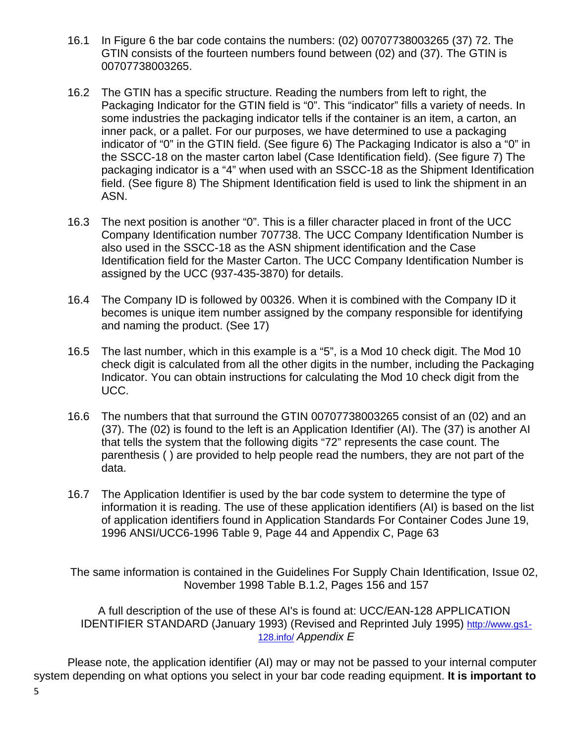16.1 In Figure 6 the bar code contains the numbers: (02) 00707738003265 (37) 72. The GTIN consists of the fourteen numbers found between (02) and (37). The GTIN is 00707738003265.

16.2 The GTIN has a specific structure. Reading the numbers from left to right, the Packaging Indicator for the GTIN field is "0". This "indicator" fills a variety of needs. In some industries the packaging indicator tells if the container is an item, a carton, an inner pack, or a pallet. For our purposes, we have determined to use a packaging indicator of "0" in the GTIN field. (See figure 6) The Packaging Indicator is also a "0" in the SSCC-18 on the master carton label (Case Identification field). (See figure 7) The packaging indicator is a "4" when used with an SSCC-18 as the Shipment Identification field. (See figure 8) The Shipment Identification field is used to link the shipment in an ASN.

16.3 The next position is another "0". This is a filler character placed in front of the UCC Company Identification number 707738. The UCC Company Identification Number is also used in the SSCC-18 as the ASN shipment identification and the Case Identification field for the Master Carton. The UCC Company Identification Number is assigned by the UCC (937-435-3870) for details.

16.4 The Company ID is followed by 00326. When it is combined with the Company ID it becomes is unique item number assigned by the company responsible for identifying and naming the product. (See 17)

16.5 The last number, which in this example is a "5", is a Mod 10 check digit. The Mod 10 check digit is calculated from all the other digits in the number, including the Packaging Indicator. You can obtain instructions for calculating the Mod 10 check digit from the UCC.

16.6 The numbers that that surround the GTIN 00707738003265 consist of an (02) and an (37). The (02) is found to the left is an Application Identifier (AI). The (37) is another AI that tells the system that the following digits "72" represents the case count. The parenthesis ( ) are provided to help people read the numbers, they are not part of the data.

16.7 The Application Identifier is used by the bar code system to determine the type of information it is reading. The use of these application identifiers (AI) is based on the list of application identifiers found in Application Standards For Container Codes June 19, 1996 ANSI/UCC6-1996 Table 9, Page 44 and Appendix C, Page 63

The same information is contained in the Guidelines For Supply Chain Identification, Issue 02, November 1998 Table B.1.2, Pages 156 and 157

A full description of the use of these AI's is found at: UCC/EAN-128 APPLICATION IDENTIFIER STANDARD (January 1993) (Revised and Reprinted July 1995) [http://www.gs1-128.info/](http://www.gs1-128.info/) *Appendix E*

Please note, the application identifier (AI) may or may not be passed to your internal computer system depending on what options you select in your bar code reading equipment. **It is important to**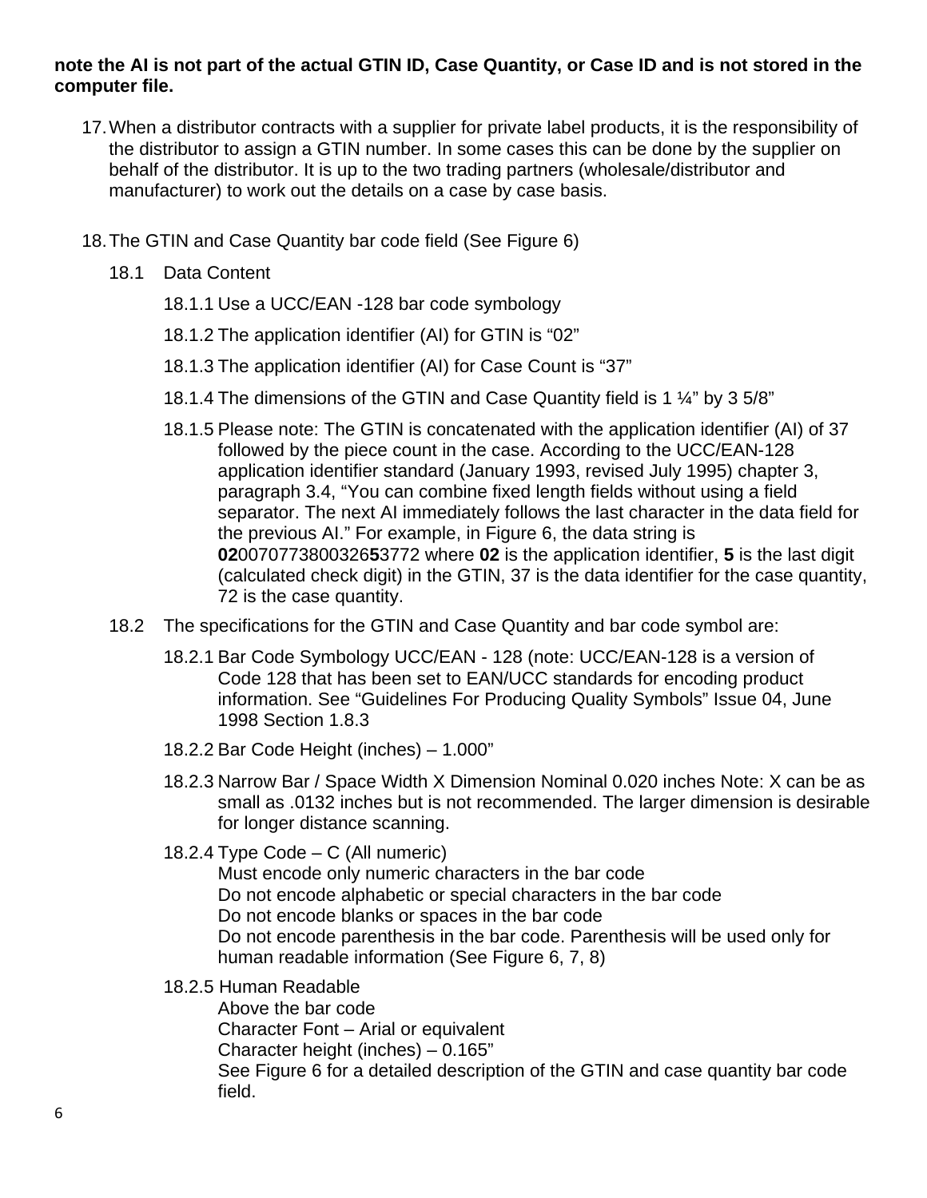**note the AI is not part of the actual GTIN ID, Case Quantity, or Case ID and is not stored in the computer file.**

17. When a distributor contracts with a supplier for private label products, it is the responsibility of the distributor to assign a GTIN number. In some cases this can be done by the supplier on behalf of the distributor. It is up to the two trading partners (wholesale/distributor and manufacturer) to work out the details on a case by case basis.

18. The GTIN and Case Quantity bar code field (See Figure 6)

    18.1 Data Content

    18.1.1 Use a UCC/EAN -128 bar code symbology

    18.1.2 The application identifier (AI) for GTIN is “02”

    18.1.3 The application identifier (AI) for Case Count is “37”

    18.1.4 The dimensions of the GTIN and Case Quantity field is 1 ¼” by 3 5/8”

    18.1.5 Please note: The GTIN is concatenated with the application identifier (AI) of 37 followed by the piece count in the case. According to the UCC/EAN-128 application identifier standard (January 1993, revised July 1995) chapter 3, paragraph 3.4, “You can combine fixed length fields without using a field separator. The next AI immediately follows the last character in the data field for the previous AI.” For example, in Figure 6, the data string is **02**00707738003265**5**3772 where **02** is the application identifier, **5** is the last digit (calculated check digit) in the GTIN, 37 is the data identifier for the case quantity, 72 is the case quantity.

    18.2 The specifications for the GTIN and Case Quantity and bar code symbol are:

    18.2.1 Bar Code Symbology UCC/EAN - 128 (note: UCC/EAN-128 is a version of Code 128 that has been set to EAN/UCC standards for encoding product information. See “Guidelines For Producing Quality Symbols” Issue 04, June 1998 Section 1.8.3

    18.2.2 Bar Code Height (inches) – 1.000”

    18.2.3 Narrow Bar / Space Width X Dimension Nominal 0.020 inches Note: X can be as small as .0132 inches but is not recommended. The larger dimension is desirable for longer distance scanning.

    18.2.4 Type Code – C (All numeric)
    Must encode only numeric characters in the bar code
    Do not encode alphabetic or special characters in the bar code
    Do not encode blanks or spaces in the bar code
    Do not encode parenthesis in the bar code. Parenthesis will be used only for human readable information (See Figure 6, 7, 8)

    18.2.5 Human Readable
    Above the bar code
    Character Font – Arial or equivalent
    Character height (inches) – 0.165”
    See Figure 6 for a detailed description of the GTIN and case quantity bar code field.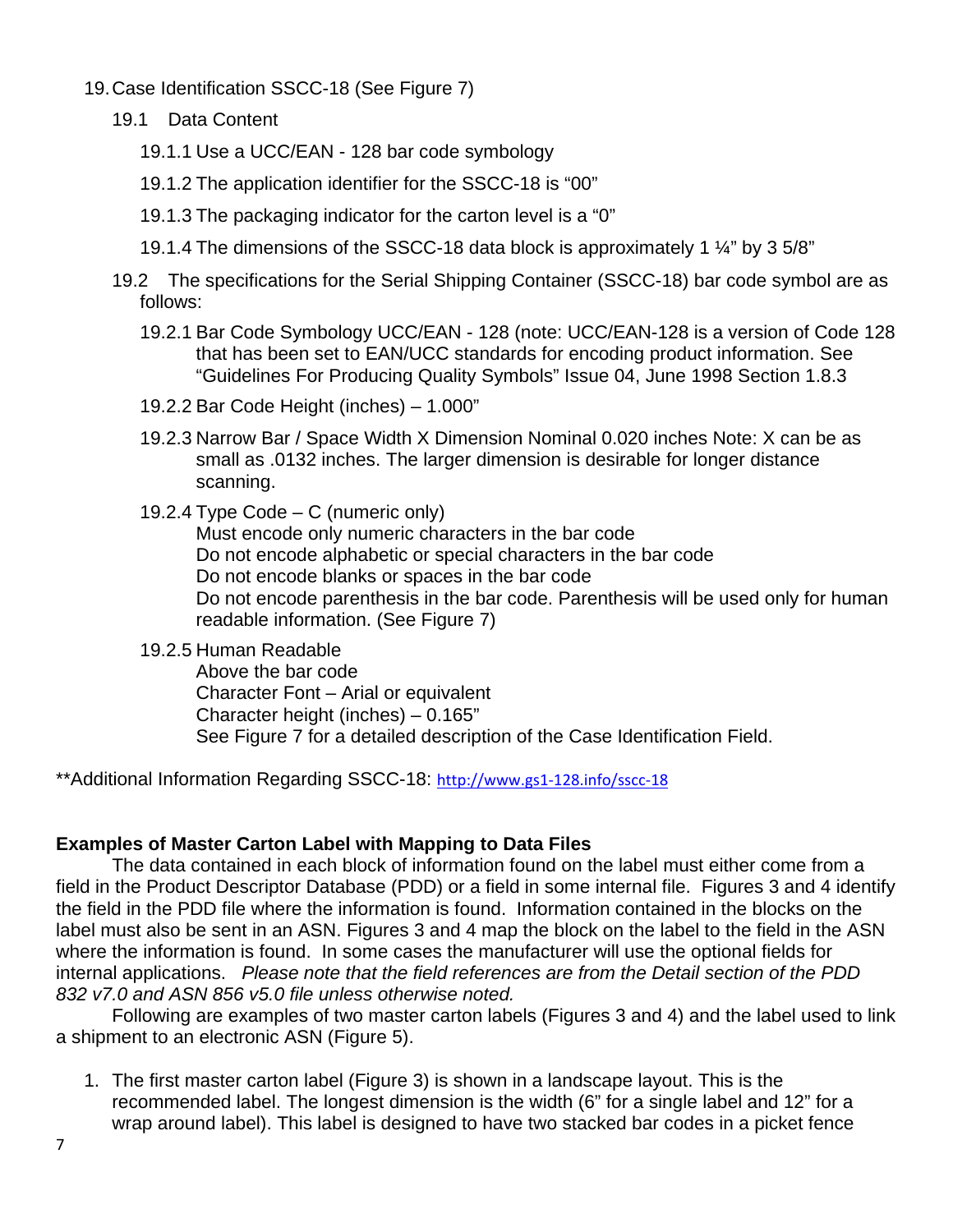19. Case Identification SSCC-18 (See Figure 7)

    19.1 Data Content

    19.1.1 Use a UCC/EAN - 128 bar code symbology

    19.1.2 The application identifier for the SSCC-18 is "00"

    19.1.3 The packaging indicator for the carton level is a "0"

    19.1.4 The dimensions of the SSCC-18 data block is approximately 1 ¼" by 3 5/8"

    19.2 The specifications for the Serial Shipping Container (SSCC-18) bar code symbol are as follows:

    19.2.1 Bar Code Symbology UCC/EAN - 128 (note: UCC/EAN-128 is a version of Code 128 that has been set to EAN/UCC standards for encoding product information. See "Guidelines For Producing Quality Symbols" Issue 04, June 1998 Section 1.8.3

    19.2.2 Bar Code Height (inches) – 1.000"

    19.2.3 Narrow Bar / Space Width X Dimension Nominal 0.020 inches Note: X can be as small as .0132 inches. The larger dimension is desirable for longer distance scanning.

    19.2.4 Type Code – C (numeric only)
    Must encode only numeric characters in the bar code
    Do not encode alphabetic or special characters in the bar code
    Do not encode blanks or spaces in the bar code
    Do not encode parenthesis in the bar code. Parenthesis will be used only for human readable information. (See Figure 7)

    19.2.5 Human Readable
    Above the bar code
    Character Font – Arial or equivalent
    Character height (inches) – 0.165"
    See Figure 7 for a detailed description of the Case Identification Field.

**Additional Information Regarding SSCC-18: http://www.gs1-128.info/sscc-18

**Examples of Master Carton Label with Mapping to Data Files**

The data contained in each block of information found on the label must either come from a field in the Product Descriptor Database (PDD) or a field in some internal file. Figures 3 and 4 identify the field in the PDD file where the information is found. Information contained in the blocks on the label must also be sent in an ASN. Figures 3 and 4 map the block on the label to the field in the ASN where the information is found. In some cases the manufacturer will use the optional fields for internal applications. *Please note that the field references are from the Detail section of the PDD 832 v7.0 and ASN 856 v5.0 file unless otherwise noted.*

Following are examples of two master carton labels (Figures 3 and 4) and the label used to link a shipment to an electronic ASN (Figure 5).

1. The first master carton label (Figure 3) is shown in a landscape layout. This is the recommended label. The longest dimension is the width (6" for a single label and 12" for a wrap around label). This label is designed to have two stacked bar codes in a picket fence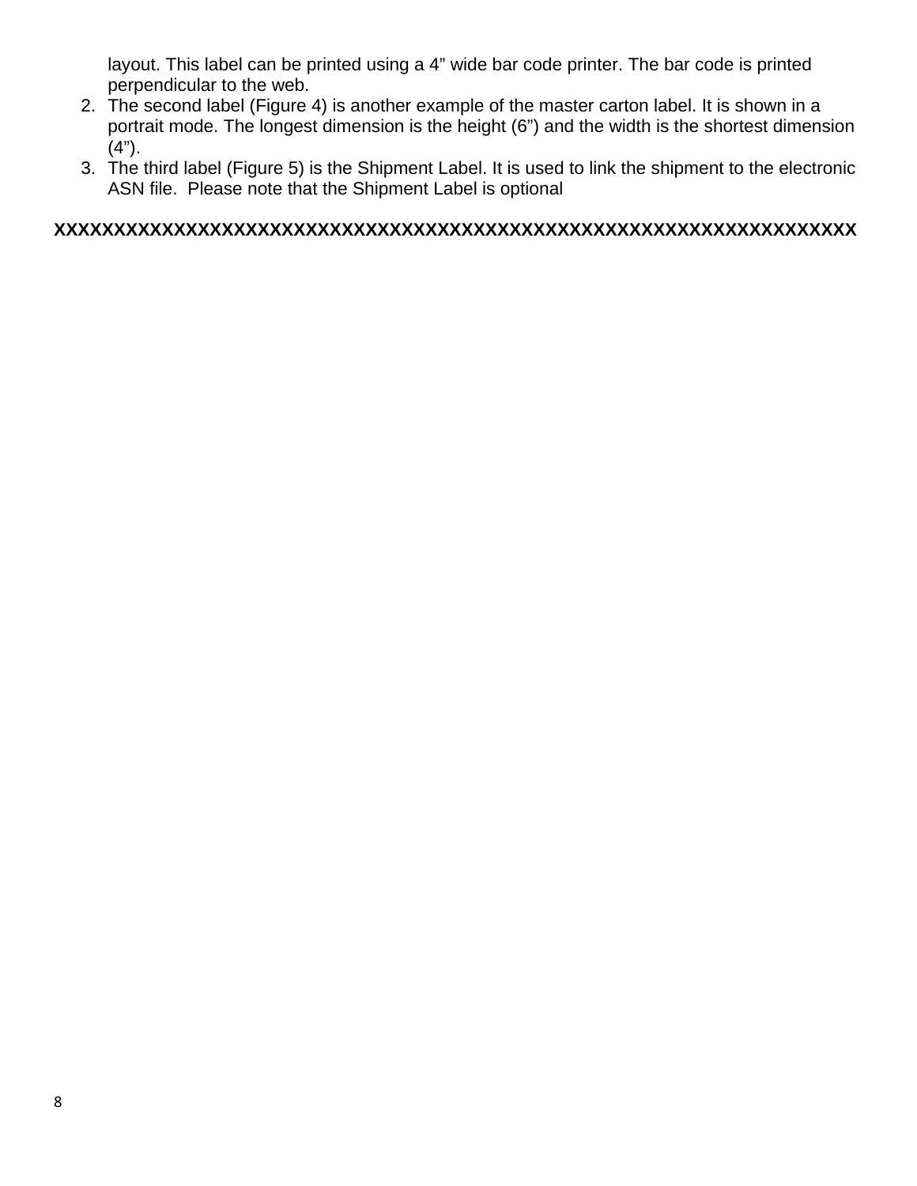layout. This label can be printed using a 4” wide bar code printer. The bar code is printed perpendicular to the web.

2. The second label (Figure 4) is another example of the master carton label. It is shown in a portrait mode. The longest dimension is the height (6”) and the width is the shortest dimension (4”).
3. The third label (Figure 5) is the Shipment Label. It is used to link the shipment to the electronic ASN file.  Please note that the Shipment Label is optional

**XXXXXXXXXXXXXXXXXXXXXXXXXXXXXXXXXXXXXXXXXXXXXXXXXXXXXXXXXXXXXXXXXXXX**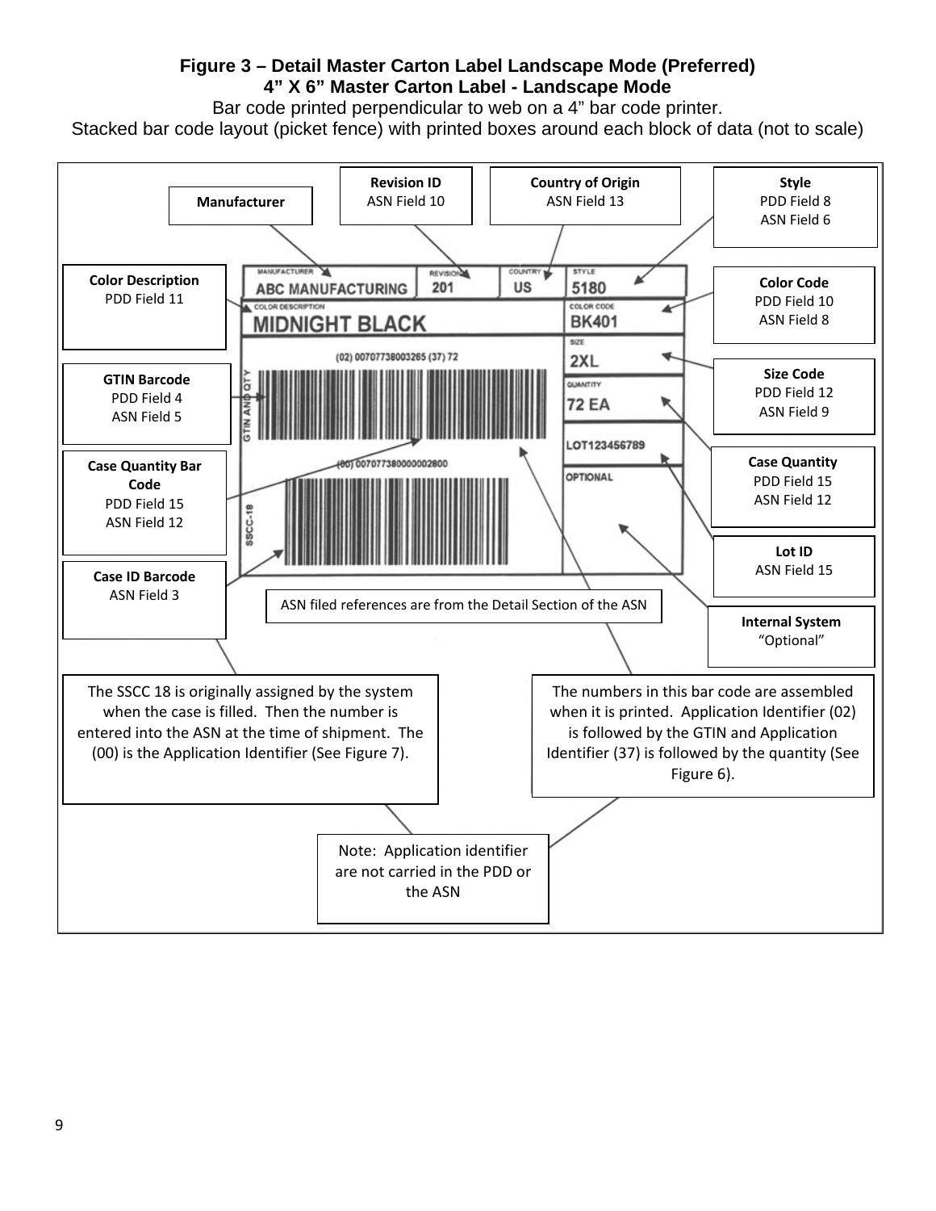**Figure 3 – Detail Master Carton Label Landscape Mode (Preferred)**

**4" X 6" Master Carton Label - Landscape Mode**

Bar code printed perpendicular to web on a 4" bar code printer.

Stacked bar code layout (picket fence) with printed boxes around each block of data (not to scale)

**Manufacturer**

**Revision ID**
ASN Field 10

**Country of Origin**
ASN Field 13

**Style**
PDD Field 8
ASN Field 6

**Color Description**
PDD Field 11

**Color Code**
PDD Field 10
ASN Field 8

**GTIN Barcode**
PDD Field 4
ASN Field 5

**Size Code**
PDD Field 12
ASN Field 9

**Case Quantity Bar Code**
PDD Field 15
ASN Field 12

**Case Quantity**
PDD Field 15
ASN Field 12

**Lot ID**
ASN Field 15

**Case ID Barcode**
ASN Field 3

ASN filed references are from the Detail Section of the ASN

**Internal System**
"Optional"

MANUFACTURER: ABC MANUFACTURING | REVISION: 201 | COUNTRY: US | STYLE: 5180

COLOR DESCRIPTION: MIDNIGHT BLACK | COLOR CODE: BK401

GTIN AND QTY: (02) 00707738003265 (37) 72 | SIZE: 2XL | QUANTITY: 72 EA

LOT123456789

SSCC-18: (00) 007077380000002800 | OPTIONAL

The SSCC 18 is originally assigned by the system when the case is filled. Then the number is entered into the ASN at the time of shipment. The (00) is the Application Identifier (See Figure 7).

The numbers in this bar code are assembled when it is printed. Application Identifier (02) is followed by the GTIN and Application Identifier (37) is followed by the quantity (See Figure 6).

Note: Application identifier are not carried in the PDD or the ASN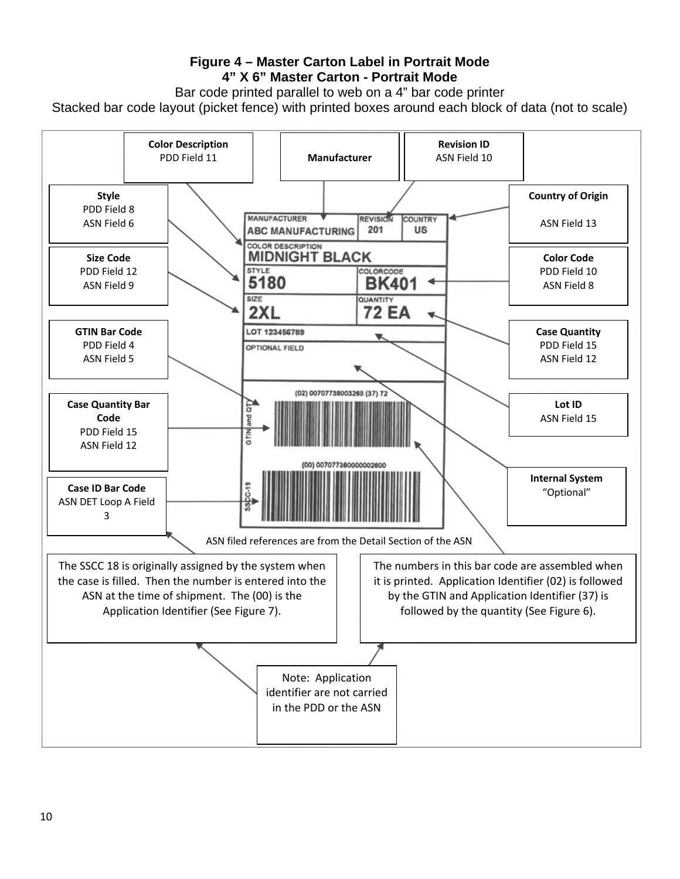**Figure 4 – Master Carton Label in Portrait Mode**

**4” X 6” Master Carton - Portrait Mode**

Bar code printed parallel to web on a 4” bar code printer

Stacked bar code layout (picket fence) with printed boxes around each block of data (not to scale)

**Color Description**
PDD Field 11

**Manufacturer**

**Revision ID**
ASN Field 10

**Style**
PDD Field 8
ASN Field 6

**Country of Origin**

ASN Field 13

**Size Code**
PDD Field 12
ASN Field 9

**Color Code**
PDD Field 10
ASN Field 8

**GTIN Bar Code**
PDD Field 4
ASN Field 5

**Case Quantity**
PDD Field 15
ASN Field 12

**Case Quantity Bar Code**
PDD Field 15
ASN Field 12

**Lot ID**
ASN Field 15

**Case ID Bar Code**
ASN DET Loop A Field 3

**Internal System**
“Optional”

MANUFACTURER
ABC MANUFACTURING

REVISION
201

COUNTRY
US

COLOR DESCRIPTION
MIDNIGHT BLACK

STYLE
5180

COLORCODE
BK401

SIZE
2XL

QUANTITY
72 EA

LOT 123456789

OPTIONAL FIELD

GTIN and QTY

(02) 00707738003265 (37) 72

SSCC-18

(00) 007077380000002800

ASN filed references are from the Detail Section of the ASN

The SSCC 18 is originally assigned by the system when the case is filled. Then the number is entered into the ASN at the time of shipment. The (00) is the Application Identifier (See Figure 7).

The numbers in this bar code are assembled when it is printed. Application Identifier (02) is followed by the GTIN and Application Identifier (37) is followed by the quantity (See Figure 6).

Note: Application identifier are not carried in the PDD or the ASN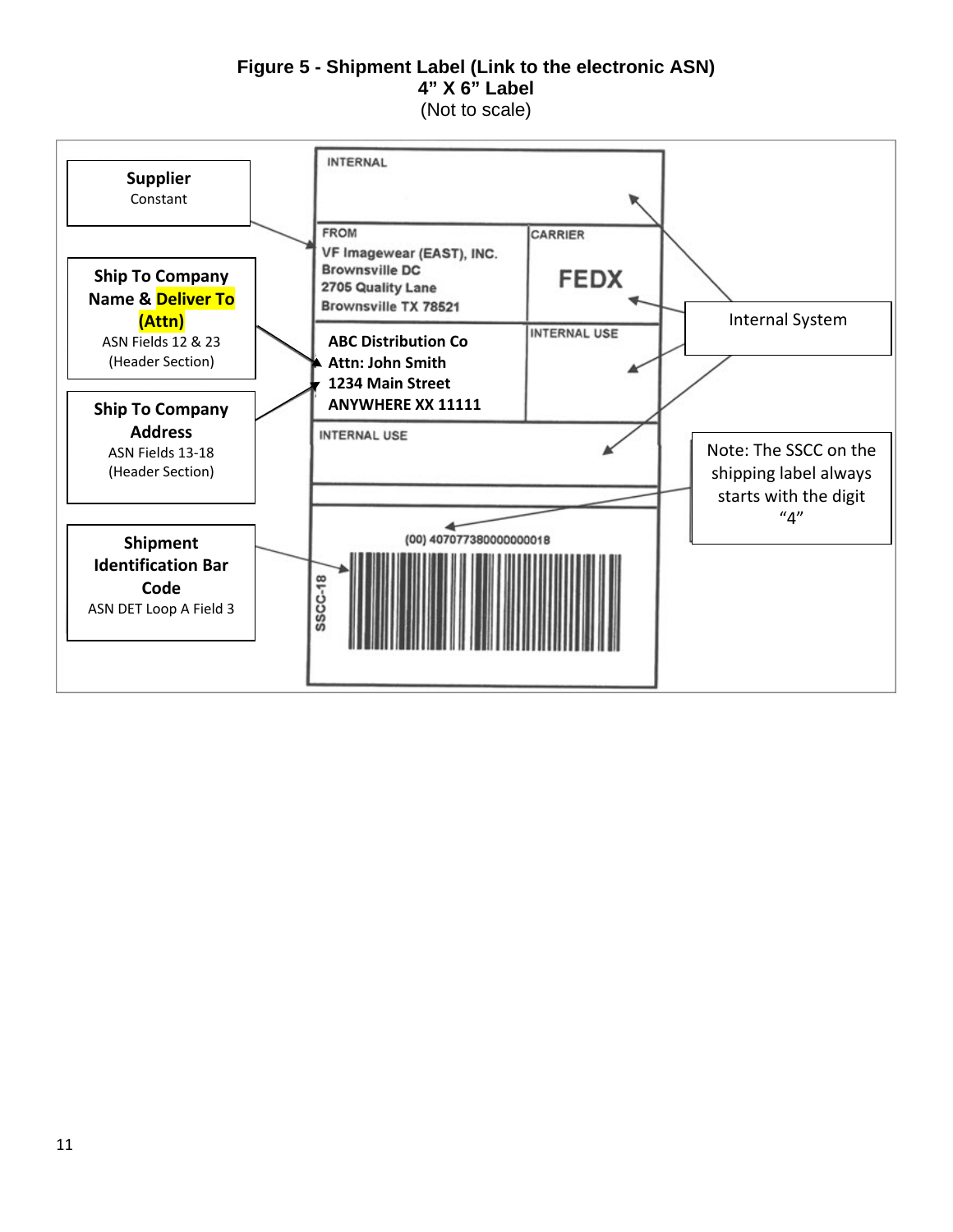**Figure 5 - Shipment Label (Link to the electronic ASN)**
**4" X 6" Label**
(Not to scale)

**Supplier**
Constant

**Ship To Company Name & Deliver To (Attn)**
ASN Fields 12 & 23
(Header Section)

**Ship To Company Address**
ASN Fields 13-18
(Header Section)

**Shipment Identification Bar Code**
ASN DET Loop A Field 3

INTERNAL

FROM
VF Imagewear (EAST), INC.
Brownsville DC
2705 Quality Lane
Brownsville TX 78521

CARRIER
FEDX

ABC Distribution Co
Attn: John Smith
1234 Main Street
ANYWHERE XX 11111

INTERNAL USE

INTERNAL USE

(00) 407077380000000018

SSCC-18

Internal System

Note: The SSCC on the shipping label always starts with the digit "4"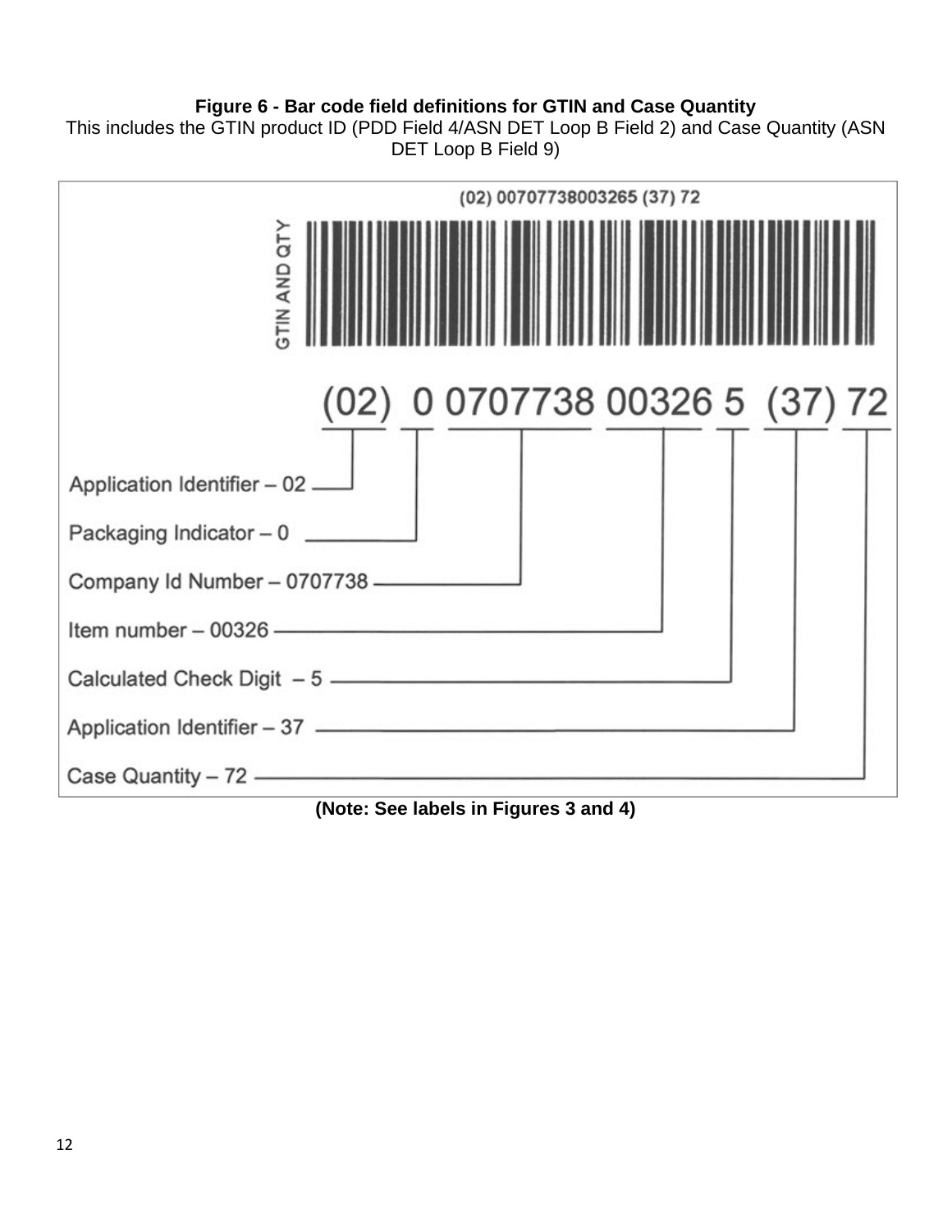**Figure 6 - Bar code field definitions for GTIN and Case Quantity**

This includes the GTIN product ID (PDD Field 4/ASN DET Loop B Field 2) and Case Quantity (ASN DET Loop B Field 9)

(02) 00707738003265 (37) 72

GTIN AND QTY

(02) 0 0707738 00326 5 (37) 72

- Application Identifier – 02
- Packaging Indicator – 0
- Company Id Number – 0707738
- Item number – 00326
- Calculated Check Digit – 5
- Application Identifier – 37
- Case Quantity – 72

**(Note: See labels in Figures 3 and 4)**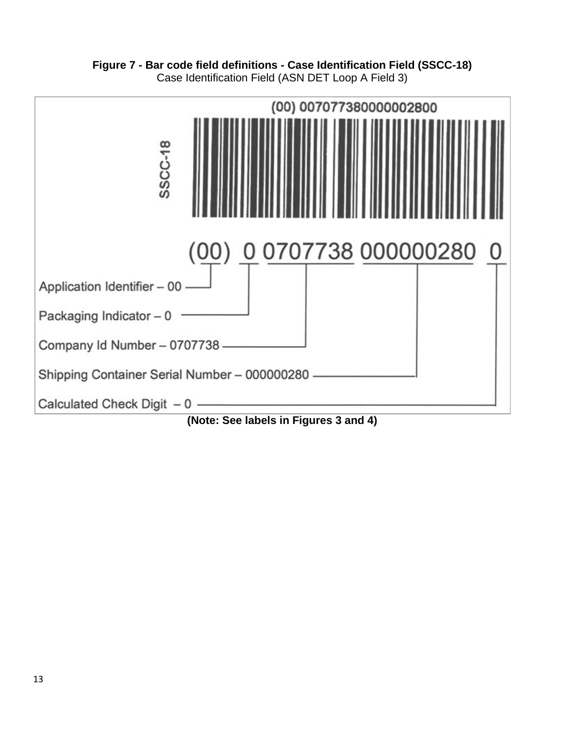**Figure 7 - Bar code field definitions - Case Identification Field (SSCC-18)**

Case Identification Field (ASN DET Loop A Field 3)

SSCC-18

(00) 007077380000002800

(00) 0 0707738 000000280 0

Application Identifier – 00

Packaging Indicator – 0

Company Id Number – 0707738

Shipping Container Serial Number – 000000280

Calculated Check Digit – 0

**(Note: See labels in Figures 3 and 4)**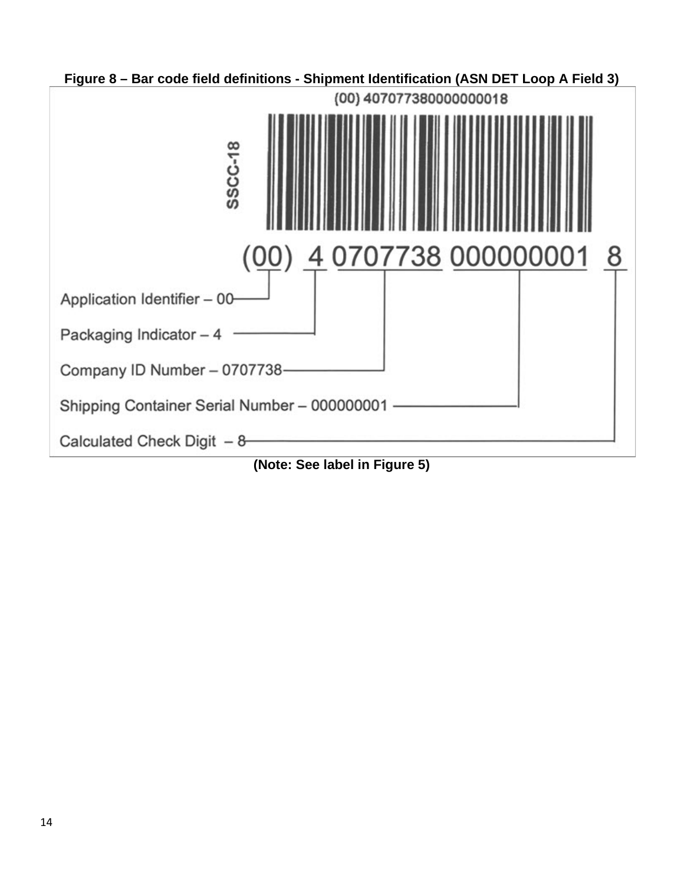**Figure 8 – Bar code field definitions - Shipment Identification (ASN DET Loop A Field 3)**

(00) 407077380000000018

SSCC-18

(00) 4 0707738 000000001 8

Application Identifier – 00

Packaging Indicator – 4

Company ID Number – 0707738

Shipping Container Serial Number – 000000001

Calculated Check Digit – 8

**(Note: See label in Figure 5)**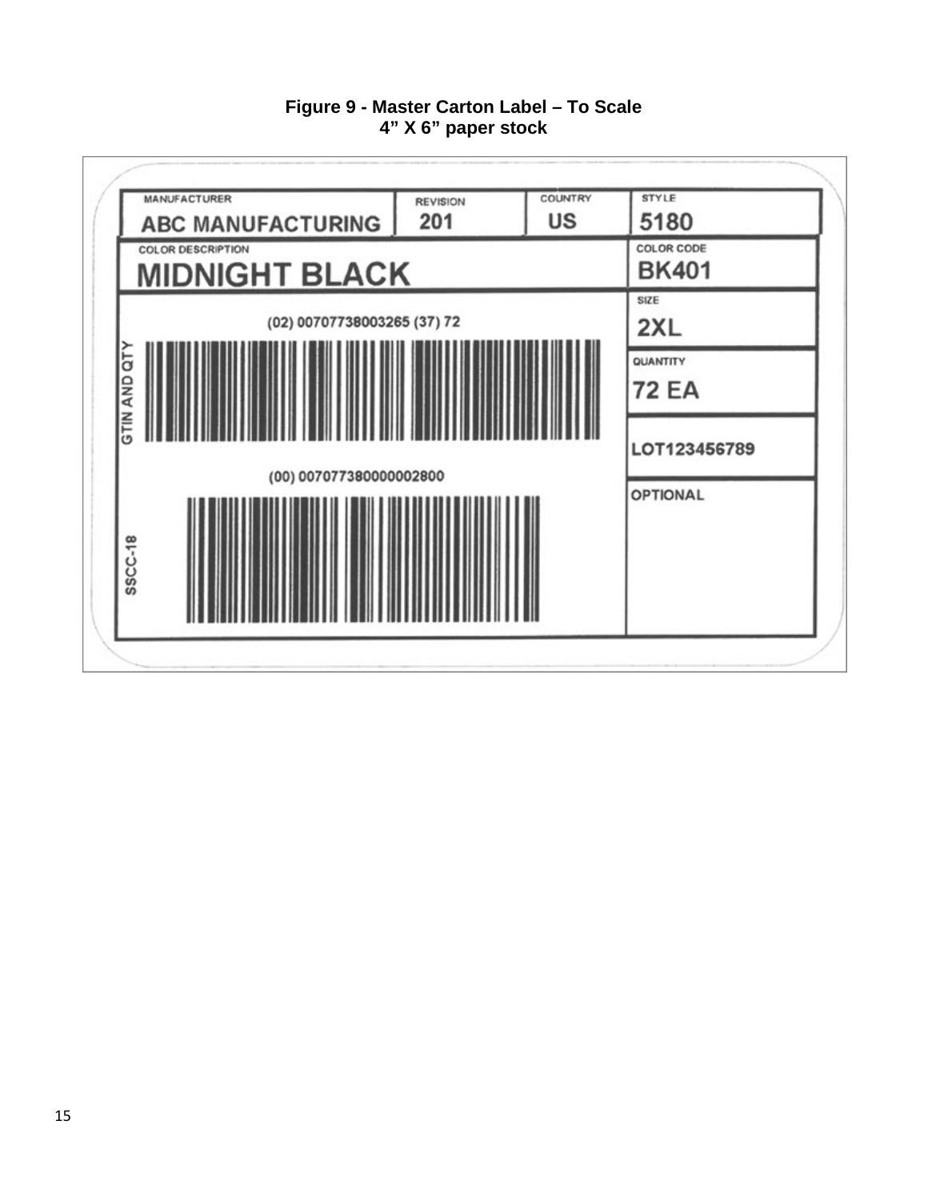**Figure 9 - Master Carton Label – To Scale**
**4" X 6" paper stock**

MANUFACTURER
ABC MANUFACTURING

REVISION
201

COUNTRY
US

STYLE
5180

COLOR DESCRIPTION
MIDNIGHT BLACK

COLOR CODE
BK401

GTIN AND QTY

(02) 00707738003265 (37) 72

SIZE
2XL

QUANTITY
72 EA

LOT123456789

SSCC-18

(00) 007077380000002800

OPTIONAL